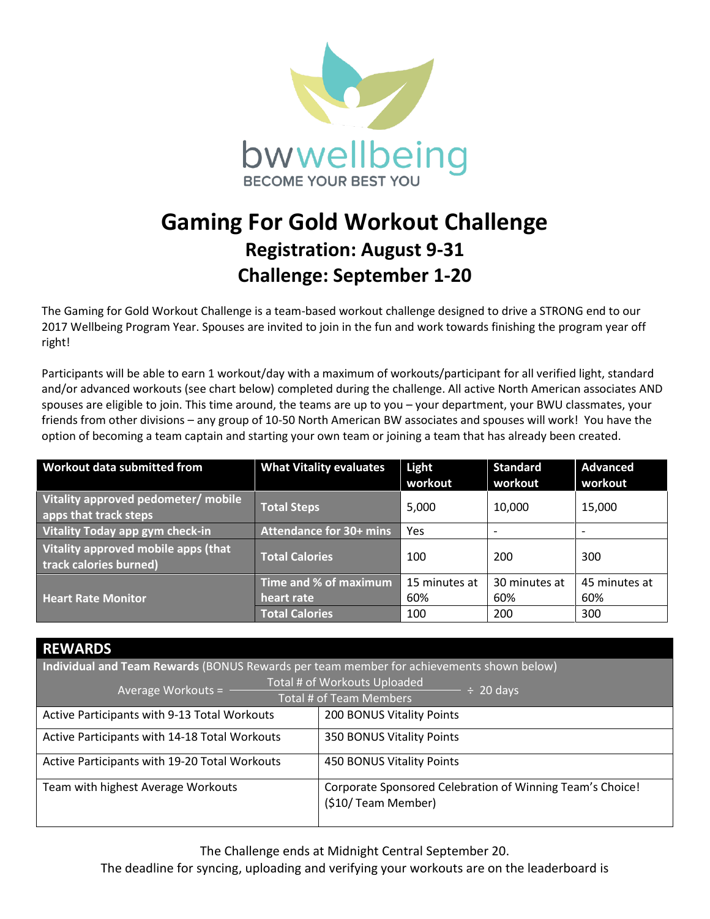bwwellbeing

BECOME YOUR BEST YOU

# Gaming For Gold Workout Challenge

## Registration: August 9-31

## Challenge: September 1-20

The Gaming for Gold Workout Challenge is a team-based workout challenge designed to drive a STRONG end to our 2017 Wellbeing Program Year. Spouses are invited to join in the fun and work towards finishing the program year off right!

Participants will be able to earn 1 workout/day with a maximum of workouts/participant for all verified light, standard and/or advanced workouts (see chart below) completed during the challenge. All active North American associates AND spouses are eligible to join. This time around, the teams are up to you – your department, your BWU classmates, your friends from other divisions – any group of 10-50 North American BW associates and spouses will work! You have the option of becoming a team captain and starting your own team or joining a team that has already been created.

| Workout data submitted from | What Vitality evaluates | Light workout | Standard workout | Advanced workout |
|---|---|---|---|---|
| Vitality approved pedometer/ mobile apps that track steps | Total Steps | 5,000 | 10,000 | 15,000 |
| Vitality Today app gym check-in | Attendance for 30+ mins | Yes | - | - |
| Vitality approved mobile apps (that track calories burned) | Total Calories | 100 | 200 | 300 |
| Heart Rate Monitor | Time and % of maximum heart rate | 15 minutes at 60% | 30 minutes at 60% | 45 minutes at 60% |
| | Total Calories | 100 | 200 | 300 |

| REWARDS | |
|---|---|
| **Individual and Team Rewards** (BONUS Rewards per team member for achievements shown below) | |
| Average Workouts = $\frac{\text{Total \# of Workouts Uploaded}}{\text{Total \# of Team Members}} \div 20$ days | |
| Active Participants with 9-13 Total Workouts | 200 BONUS Vitality Points |
| Active Participants with 14-18 Total Workouts | 350 BONUS Vitality Points |
| Active Participants with 19-20 Total Workouts | 450 BONUS Vitality Points |
| Team with highest Average Workouts | Corporate Sponsored Celebration of Winning Team's Choice! ($10/ Team Member) |

The Challenge ends at Midnight Central September 20.

The deadline for syncing, uploading and verifying your workouts are on the leaderboard is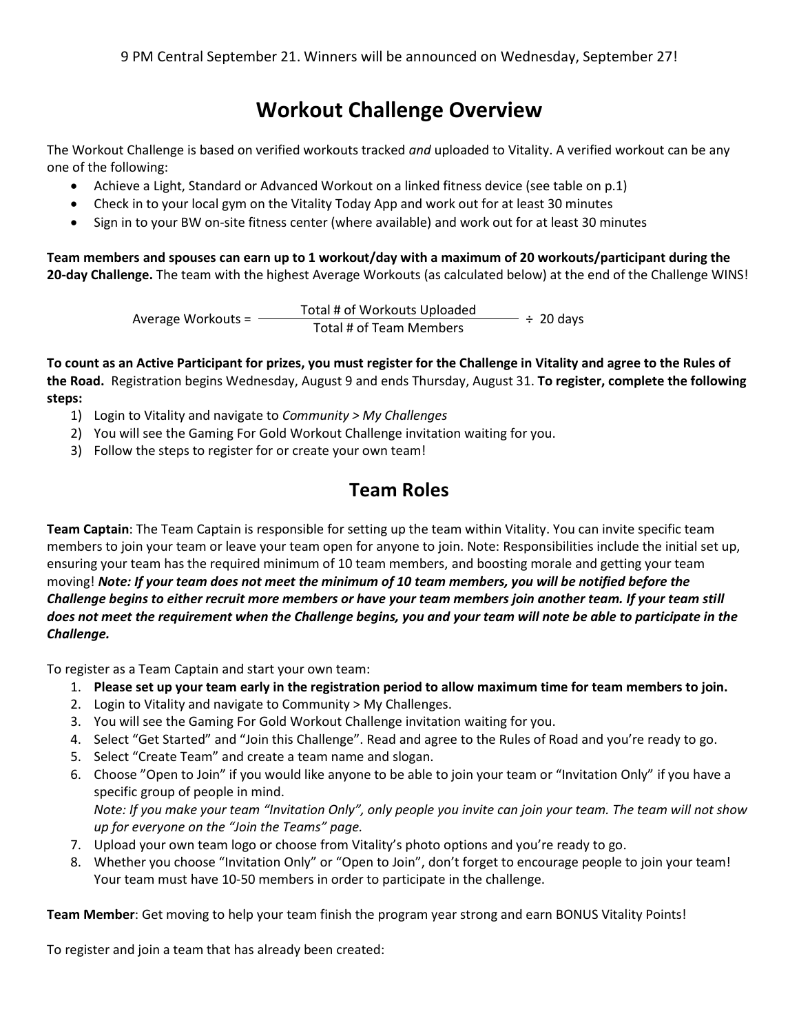9 PM Central September 21. Winners will be announced on Wednesday, September 27!

# Workout Challenge Overview

The Workout Challenge is based on verified workouts tracked *and* uploaded to Vitality. A verified workout can be any one of the following:

- Achieve a Light, Standard or Advanced Workout on a linked fitness device (see table on p.1)
- Check in to your local gym on the Vitality Today App and work out for at least 30 minutes
- Sign in to your BW on-site fitness center (where available) and work out for at least 30 minutes

**Team members and spouses can earn up to 1 workout/day with a maximum of 20 workouts/participant during the 20-day Challenge.** The team with the highest Average Workouts (as calculated below) at the end of the Challenge WINS!

$$\text{Average Workouts} = \frac{\text{Total \# of Workouts Uploaded}}{\text{Total \# of Team Members}} \div 20 \text{ days}$$

**To count as an Active Participant for prizes, you must register for the Challenge in Vitality and agree to the Rules of the Road.** Registration begins Wednesday, August 9 and ends Thursday, August 31. **To register, complete the following steps:**

1) Login to Vitality and navigate to *Community > My Challenges*
2) You will see the Gaming For Gold Workout Challenge invitation waiting for you.
3) Follow the steps to register for or create your own team!

# Team Roles

**Team Captain**: The Team Captain is responsible for setting up the team within Vitality. You can invite specific team members to join your team or leave your team open for anyone to join. Note: Responsibilities include the initial set up, ensuring your team has the required minimum of 10 team members, and boosting morale and getting your team moving! ***Note: If your team does not meet the minimum of 10 team members, you will be notified before the Challenge begins to either recruit more members or have your team members join another team. If your team still does not meet the requirement when the Challenge begins, you and your team will note be able to participate in the Challenge.***

To register as a Team Captain and start your own team:

1. **Please set up your team early in the registration period to allow maximum time for team members to join.**
2. Login to Vitality and navigate to Community > My Challenges.
3. You will see the Gaming For Gold Workout Challenge invitation waiting for you.
4. Select "Get Started" and "Join this Challenge". Read and agree to the Rules of Road and you're ready to go.
5. Select "Create Team" and create a team name and slogan.
6. Choose "Open to Join" if you would like anyone to be able to join your team or "Invitation Only" if you have a specific group of people in mind.
   *Note: If you make your team "Invitation Only", only people you invite can join your team. The team will not show up for everyone on the "Join the Teams" page.*
7. Upload your own team logo or choose from Vitality's photo options and you're ready to go.
8. Whether you choose "Invitation Only" or "Open to Join", don't forget to encourage people to join your team! Your team must have 10-50 members in order to participate in the challenge.

**Team Member**: Get moving to help your team finish the program year strong and earn BONUS Vitality Points!

To register and join a team that has already been created: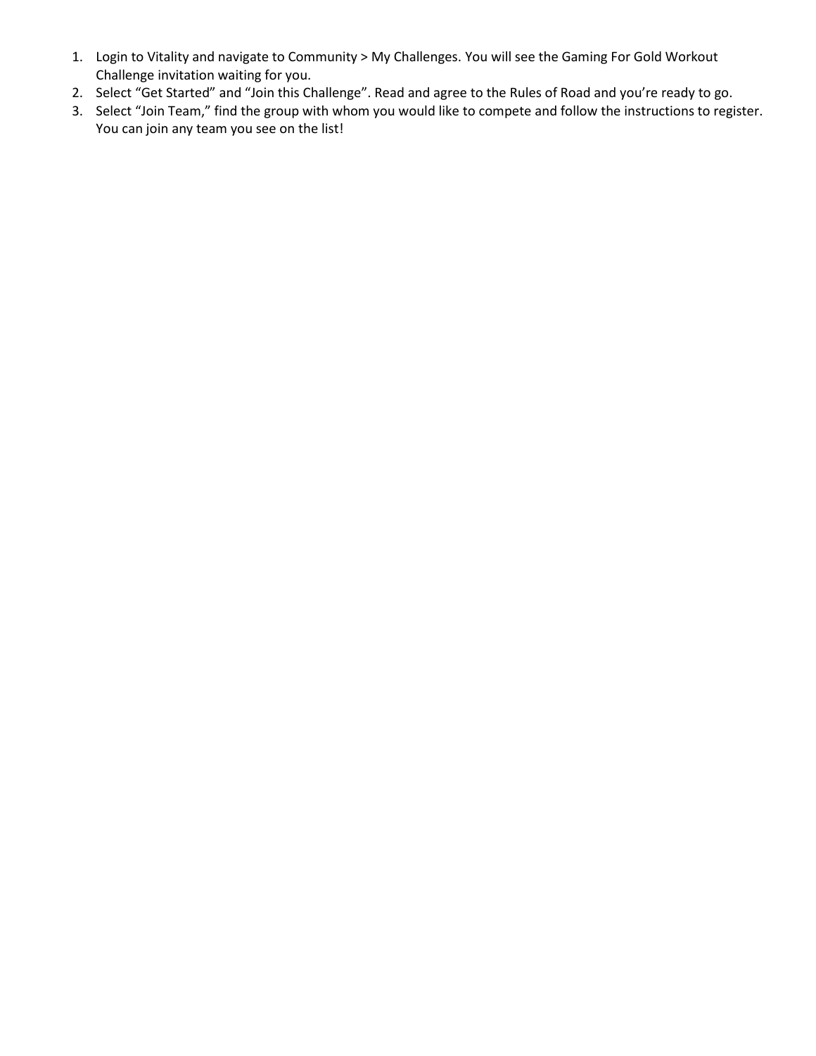1. Login to Vitality and navigate to Community > My Challenges. You will see the Gaming For Gold Workout Challenge invitation waiting for you.
2. Select “Get Started” and “Join this Challenge”. Read and agree to the Rules of Road and you’re ready to go.
3. Select “Join Team,” find the group with whom you would like to compete and follow the instructions to register. You can join any team you see on the list!